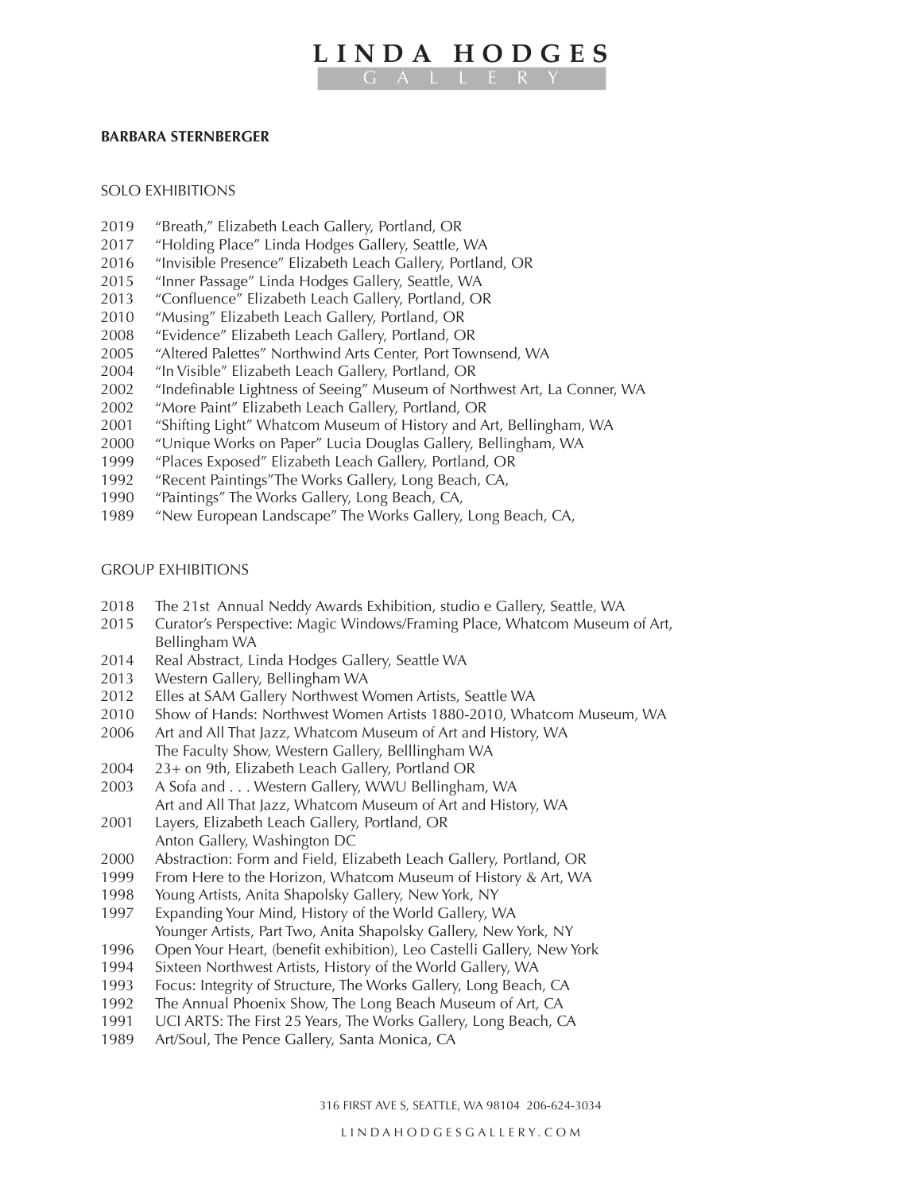# LINDA HODGES GALLERY

**BARBARA STERNBERGER**

## SOLO EXHIBITIONS

2019 “Breath,” Elizabeth Leach Gallery, Portland, OR
2017 “Holding Place” Linda Hodges Gallery, Seattle, WA
2016 “Invisible Presence” Elizabeth Leach Gallery, Portland, OR
2015 “Inner Passage” Linda Hodges Gallery, Seattle, WA
2013 “Confluence” Elizabeth Leach Gallery, Portland, OR
2010 “Musing” Elizabeth Leach Gallery, Portland, OR
2008 “Evidence” Elizabeth Leach Gallery, Portland, OR
2005 “Altered Palettes” Northwind Arts Center, Port Townsend, WA
2004 “In Visible” Elizabeth Leach Gallery, Portland, OR
2002 “Indefinable Lightness of Seeing” Museum of Northwest Art, La Conner, WA
2002 “More Paint” Elizabeth Leach Gallery, Portland, OR
2001 “Shifting Light” Whatcom Museum of History and Art, Bellingham, WA
2000 “Unique Works on Paper” Lucia Douglas Gallery, Bellingham, WA
1999 “Places Exposed” Elizabeth Leach Gallery, Portland, OR
1992 “Recent Paintings”The Works Gallery, Long Beach, CA,
1990 “Paintings” The Works Gallery, Long Beach, CA,
1989 “New European Landscape” The Works Gallery, Long Beach, CA,

## GROUP EXHIBITIONS

2018 The 21st Annual Neddy Awards Exhibition, studio e Gallery, Seattle, WA
2015 Curator’s Perspective: Magic Windows/Framing Place, Whatcom Museum of Art, Bellingham WA
2014 Real Abstract, Linda Hodges Gallery, Seattle WA
2013 Western Gallery, Bellingham WA
2012 Elles at SAM Gallery Northwest Women Artists, Seattle WA
2010 Show of Hands: Northwest Women Artists 1880-2010, Whatcom Museum, WA
2006 Art and All That Jazz, Whatcom Museum of Art and History, WA
The Faculty Show, Western Gallery, Belllingham WA
2004 23+ on 9th, Elizabeth Leach Gallery, Portland OR
2003 A Sofa and . . . Western Gallery, WWU Bellingham, WA
Art and All That Jazz, Whatcom Museum of Art and History, WA
2001 Layers, Elizabeth Leach Gallery, Portland, OR
Anton Gallery, Washington DC
2000 Abstraction: Form and Field, Elizabeth Leach Gallery, Portland, OR
1999 From Here to the Horizon, Whatcom Museum of History & Art, WA
1998 Young Artists, Anita Shapolsky Gallery, New York, NY
1997 Expanding Your Mind, History of the World Gallery, WA
Younger Artists, Part Two, Anita Shapolsky Gallery, New York, NY
1996 Open Your Heart, (benefit exhibition), Leo Castelli Gallery, New York
1994 Sixteen Northwest Artists, History of the World Gallery, WA
1993 Focus: Integrity of Structure, The Works Gallery, Long Beach, CA
1992 The Annual Phoenix Show, The Long Beach Museum of Art, CA
1991 UCI ARTS: The First 25 Years, The Works Gallery, Long Beach, CA
1989 Art/Soul, The Pence Gallery, Santa Monica, CA

316 FIRST AVE S, SEATTLE, WA 98104 206-624-3034

LINDAHODGESGALLERY.COM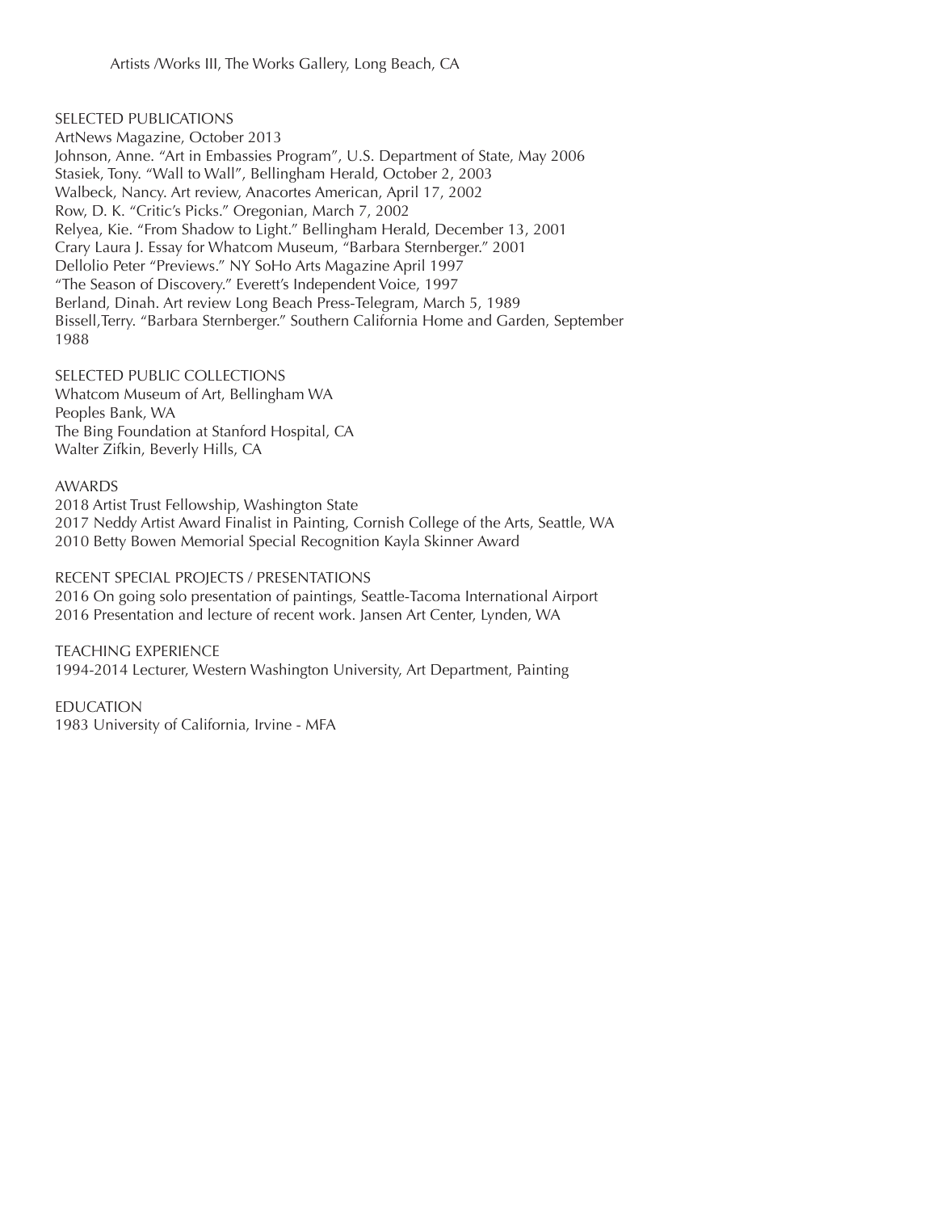Artists /Works III, The Works Gallery, Long Beach, CA

## SELECTED PUBLICATIONS

ArtNews Magazine, October 2013
Johnson, Anne. "Art in Embassies Program", U.S. Department of State, May 2006
Stasiek, Tony. "Wall to Wall", Bellingham Herald, October 2, 2003
Walbeck, Nancy. Art review, Anacortes American, April 17, 2002
Row, D. K. "Critic's Picks." Oregonian, March 7, 2002
Relyea, Kie. "From Shadow to Light." Bellingham Herald, December 13, 2001
Crary Laura J. Essay for Whatcom Museum, "Barbara Sternberger." 2001
Dellolio Peter "Previews." NY SoHo Arts Magazine April 1997
"The Season of Discovery." Everett's Independent Voice, 1997
Berland, Dinah. Art review Long Beach Press-Telegram, March 5, 1989
Bissell,Terry. "Barbara Sternberger." Southern California Home and Garden, September 1988

## SELECTED PUBLIC COLLECTIONS

Whatcom Museum of Art, Bellingham WA
Peoples Bank, WA
The Bing Foundation at Stanford Hospital, CA
Walter Zifkin, Beverly Hills, CA

## AWARDS

2018 Artist Trust Fellowship, Washington State
2017 Neddy Artist Award Finalist in Painting, Cornish College of the Arts, Seattle, WA
2010 Betty Bowen Memorial Special Recognition Kayla Skinner Award

## RECENT SPECIAL PROJECTS / PRESENTATIONS

2016 On going solo presentation of paintings, Seattle-Tacoma International Airport
2016 Presentation and lecture of recent work. Jansen Art Center, Lynden, WA

## TEACHING EXPERIENCE

1994-2014 Lecturer, Western Washington University, Art Department, Painting

## EDUCATION

1983 University of California, Irvine - MFA